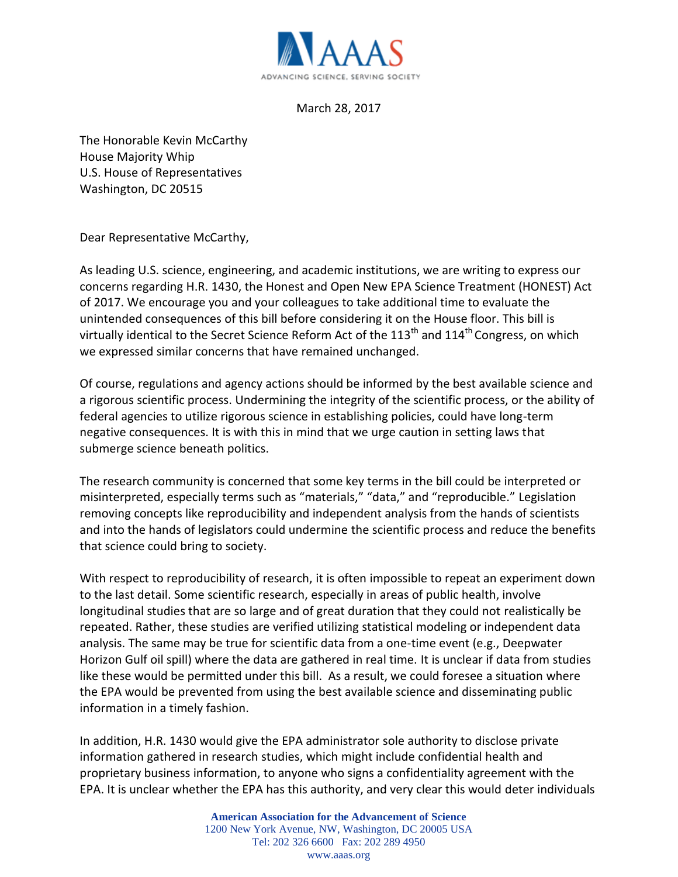March 28, 2017

The Honorable Kevin McCarthy
House Majority Whip
U.S. House of Representatives
Washington, DC 20515

Dear Representative McCarthy,

As leading U.S. science, engineering, and academic institutions, we are writing to express our concerns regarding H.R. 1430, the Honest and Open New EPA Science Treatment (HONEST) Act of 2017. We encourage you and your colleagues to take additional time to evaluate the unintended consequences of this bill before considering it on the House floor. This bill is virtually identical to the Secret Science Reform Act of the 113th and 114th Congress, on which we expressed similar concerns that have remained unchanged.

Of course, regulations and agency actions should be informed by the best available science and a rigorous scientific process. Undermining the integrity of the scientific process, or the ability of federal agencies to utilize rigorous science in establishing policies, could have long-term negative consequences. It is with this in mind that we urge caution in setting laws that submerge science beneath politics.

The research community is concerned that some key terms in the bill could be interpreted or misinterpreted, especially terms such as "materials," "data," and "reproducible." Legislation removing concepts like reproducibility and independent analysis from the hands of scientists and into the hands of legislators could undermine the scientific process and reduce the benefits that science could bring to society.

With respect to reproducibility of research, it is often impossible to repeat an experiment down to the last detail. Some scientific research, especially in areas of public health, involve longitudinal studies that are so large and of great duration that they could not realistically be repeated. Rather, these studies are verified utilizing statistical modeling or independent data analysis. The same may be true for scientific data from a one-time event (e.g., Deepwater Horizon Gulf oil spill) where the data are gathered in real time. It is unclear if data from studies like these would be permitted under this bill. As a result, we could foresee a situation where the EPA would be prevented from using the best available science and disseminating public information in a timely fashion.

In addition, H.R. 1430 would give the EPA administrator sole authority to disclose private information gathered in research studies, which might include confidential health and proprietary business information, to anyone who signs a confidentiality agreement with the EPA. It is unclear whether the EPA has this authority, and very clear this would deter individuals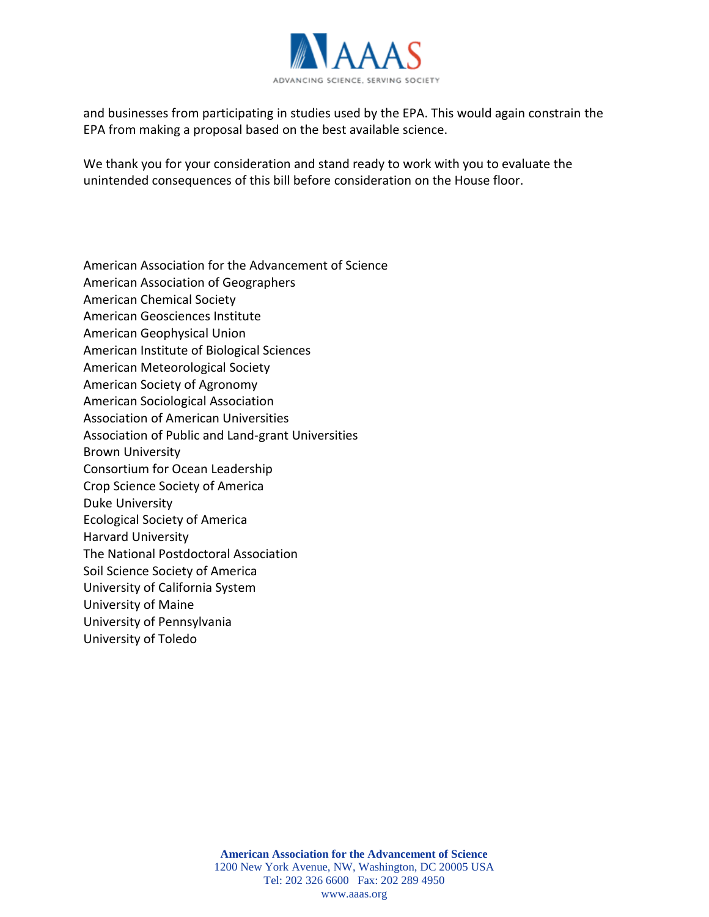and businesses from participating in studies used by the EPA. This would again constrain the EPA from making a proposal based on the best available science.

We thank you for your consideration and stand ready to work with you to evaluate the unintended consequences of this bill before consideration on the House floor.

American Association for the Advancement of Science
American Association of Geographers
American Chemical Society
American Geosciences Institute
American Geophysical Union
American Institute of Biological Sciences
American Meteorological Society
American Society of Agronomy
American Sociological Association
Association of American Universities
Association of Public and Land-grant Universities
Brown University
Consortium for Ocean Leadership
Crop Science Society of America
Duke University
Ecological Society of America
Harvard University
The National Postdoctoral Association
Soil Science Society of America
University of California System
University of Maine
University of Pennsylvania
University of Toledo